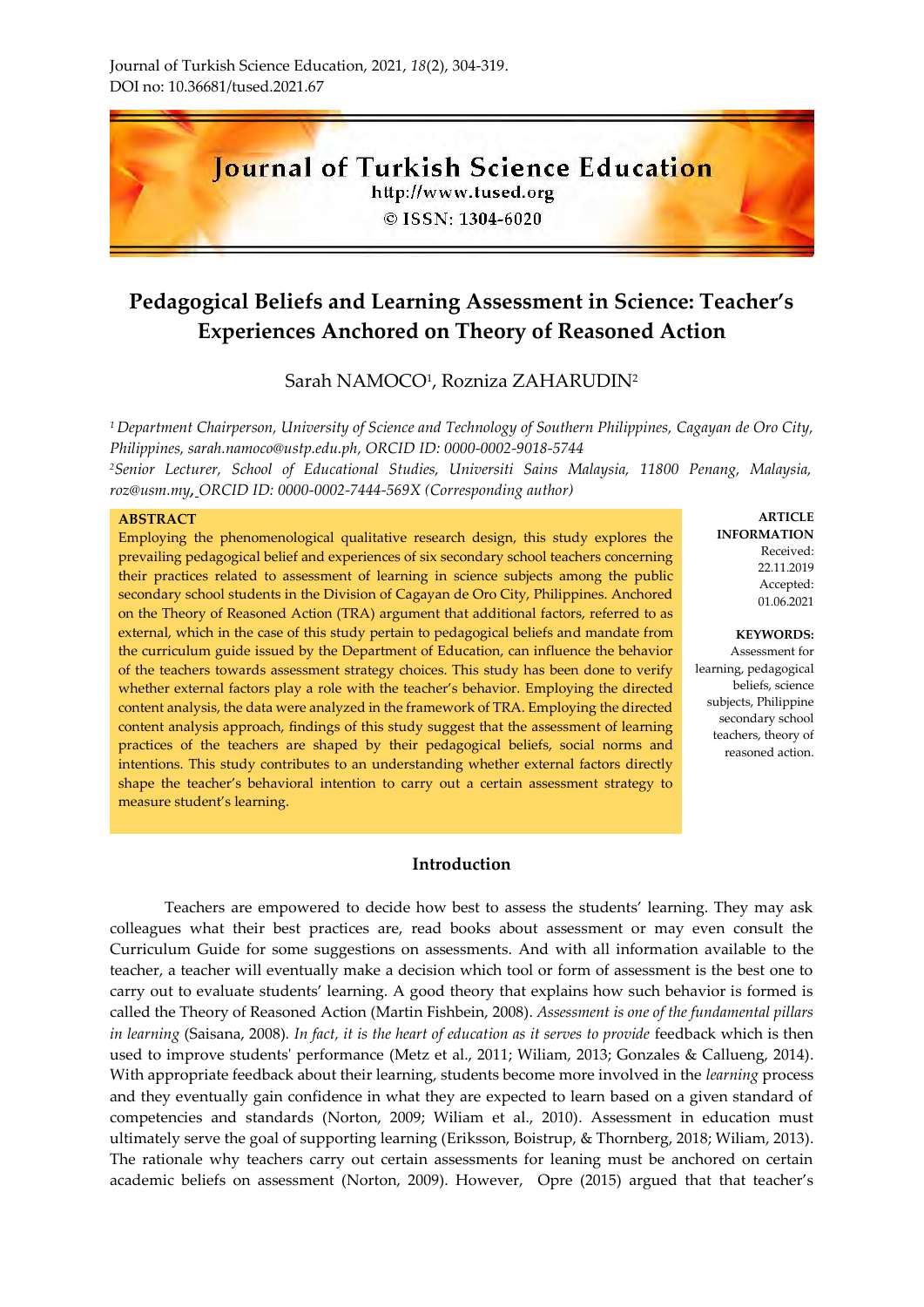Journal of Turkish Science Education, 2021, *18*(2), 304-319.
DOI no: 10.36681/tused.2021.67

Journal of Turkish Science Education
http://www.tused.org
© ISSN: 1304-6020

# Pedagogical Beliefs and Learning Assessment in Science: Teacher's Experiences Anchored on Theory of Reasoned Action

Sarah NAMOCO[1], Rozniza ZAHARUDIN[2]

*[1] Department Chairperson, University of Science and Technology of Southern Philippines, Cagayan de Oro City, Philippines, sarah.namoco@ustp.edu.ph, ORCID ID: 0000-0002-9018-5744*

*[2] Senior Lecturer, School of Educational Studies, Universiti Sains Malaysia, 11800 Penang, Malaysia, roz@usm.my, ORCID ID: 0000-0002-7444-569X (Corresponding author)*

**ABSTRACT**

Employing the phenomenological qualitative research design, this study explores the prevailing pedagogical belief and experiences of six secondary school teachers concerning their practices related to assessment of learning in science subjects among the public secondary school students in the Division of Cagayan de Oro City, Philippines. Anchored on the Theory of Reasoned Action (TRA) argument that additional factors, referred to as external, which in the case of this study pertain to pedagogical beliefs and mandate from the curriculum guide issued by the Department of Education, can influence the behavior of the teachers towards assessment strategy choices. This study has been done to verify whether external factors play a role with the teacher's behavior. Employing the directed content analysis, the data were analyzed in the framework of TRA. Employing the directed content analysis approach, findings of this study suggest that the assessment of learning practices of the teachers are shaped by their pedagogical beliefs, social norms and intentions. This study contributes to an understanding whether external factors directly shape the teacher's behavioral intention to carry out a certain assessment strategy to measure student's learning.

**ARTICLE INFORMATION**
Received: 22.11.2019
Accepted: 01.06.2021

**KEYWORDS:**
Assessment for learning, pedagogical beliefs, science subjects, Philippine secondary school teachers, theory of reasoned action.

## Introduction

Teachers are empowered to decide how best to assess the students' learning. They may ask colleagues what their best practices are, read books about assessment or may even consult the Curriculum Guide for some suggestions on assessments. And with all information available to the teacher, a teacher will eventually make a decision which tool or form of assessment is the best one to carry out to evaluate students' learning. A good theory that explains how such behavior is formed is called the Theory of Reasoned Action (Martin Fishbein, 2008). *Assessment is one of the fundamental pillars in learning* (Saisana, 2008). *In fact, it is the heart of education as it serves to provide* feedback which is then used to improve students' performance (Metz et al., 2011; Wiliam, 2013; Gonzales & Callueng, 2014). With appropriate feedback about their learning, students become more involved in the *learning* process and they eventually gain confidence in what they are expected to learn based on a given standard of competencies and standards (Norton, 2009; Wiliam et al., 2010). Assessment in education must ultimately serve the goal of supporting learning (Eriksson, Boistrup, & Thornberg, 2018; Wiliam, 2013). The rationale why teachers carry out certain assessments for leaning must be anchored on certain academic beliefs on assessment (Norton, 2009). However, Opre (2015) argued that that teacher's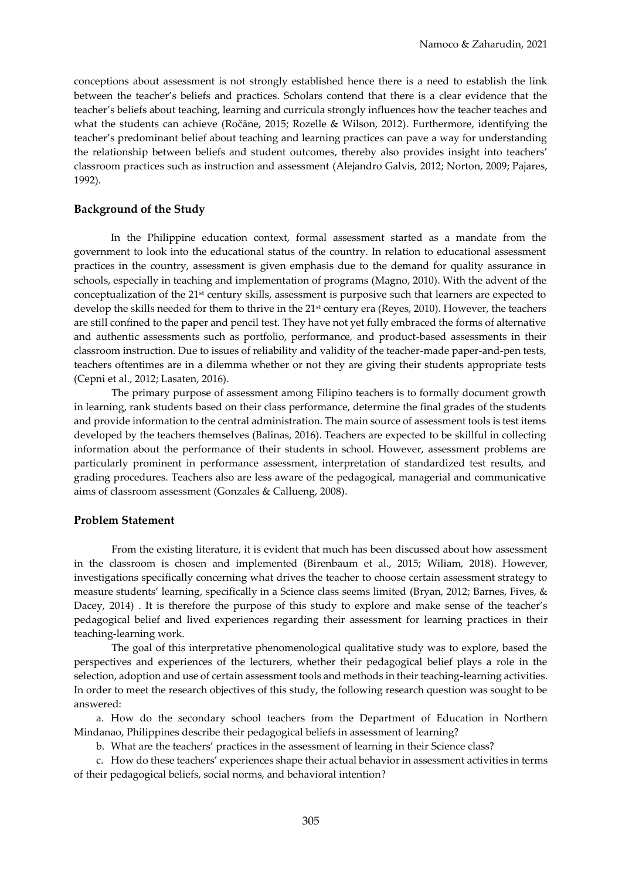conceptions about assessment is not strongly established hence there is a need to establish the link between the teacher's beliefs and practices. Scholars contend that there is a clear evidence that the teacher's beliefs about teaching, learning and curricula strongly influences how the teacher teaches and what the students can achieve (Ročāne, 2015; Rozelle & Wilson, 2012). Furthermore, identifying the teacher's predominant belief about teaching and learning practices can pave a way for understanding the relationship between beliefs and student outcomes, thereby also provides insight into teachers' classroom practices such as instruction and assessment (Alejandro Galvis, 2012; Norton, 2009; Pajares, 1992).

## Background of the Study

In the Philippine education context, formal assessment started as a mandate from the government to look into the educational status of the country. In relation to educational assessment practices in the country, assessment is given emphasis due to the demand for quality assurance in schools, especially in teaching and implementation of programs (Magno, 2010). With the advent of the conceptualization of the 21st century skills, assessment is purposive such that learners are expected to develop the skills needed for them to thrive in the 21st century era (Reyes, 2010). However, the teachers are still confined to the paper and pencil test. They have not yet fully embraced the forms of alternative and authentic assessments such as portfolio, performance, and product-based assessments in their classroom instruction. Due to issues of reliability and validity of the teacher-made paper-and-pen tests, teachers oftentimes are in a dilemma whether or not they are giving their students appropriate tests (Cepni et al., 2012; Lasaten, 2016).

The primary purpose of assessment among Filipino teachers is to formally document growth in learning, rank students based on their class performance, determine the final grades of the students and provide information to the central administration. The main source of assessment tools is test items developed by the teachers themselves (Balinas, 2016). Teachers are expected to be skillful in collecting information about the performance of their students in school. However, assessment problems are particularly prominent in performance assessment, interpretation of standardized test results, and grading procedures. Teachers also are less aware of the pedagogical, managerial and communicative aims of classroom assessment (Gonzales & Callueng, 2008).

## Problem Statement

From the existing literature, it is evident that much has been discussed about how assessment in the classroom is chosen and implemented (Birenbaum et al., 2015; Wiliam, 2018). However, investigations specifically concerning what drives the teacher to choose certain assessment strategy to measure students' learning, specifically in a Science class seems limited (Bryan, 2012; Barnes, Fives, & Dacey, 2014) . It is therefore the purpose of this study to explore and make sense of the teacher's pedagogical belief and lived experiences regarding their assessment for learning practices in their teaching-learning work.

The goal of this interpretative phenomenological qualitative study was to explore, based the perspectives and experiences of the lecturers, whether their pedagogical belief plays a role in the selection, adoption and use of certain assessment tools and methods in their teaching-learning activities. In order to meet the research objectives of this study, the following research question was sought to be answered:

a. How do the secondary school teachers from the Department of Education in Northern Mindanao, Philippines describe their pedagogical beliefs in assessment of learning?

b. What are the teachers' practices in the assessment of learning in their Science class?

c. How do these teachers' experiences shape their actual behavior in assessment activities in terms of their pedagogical beliefs, social norms, and behavioral intention?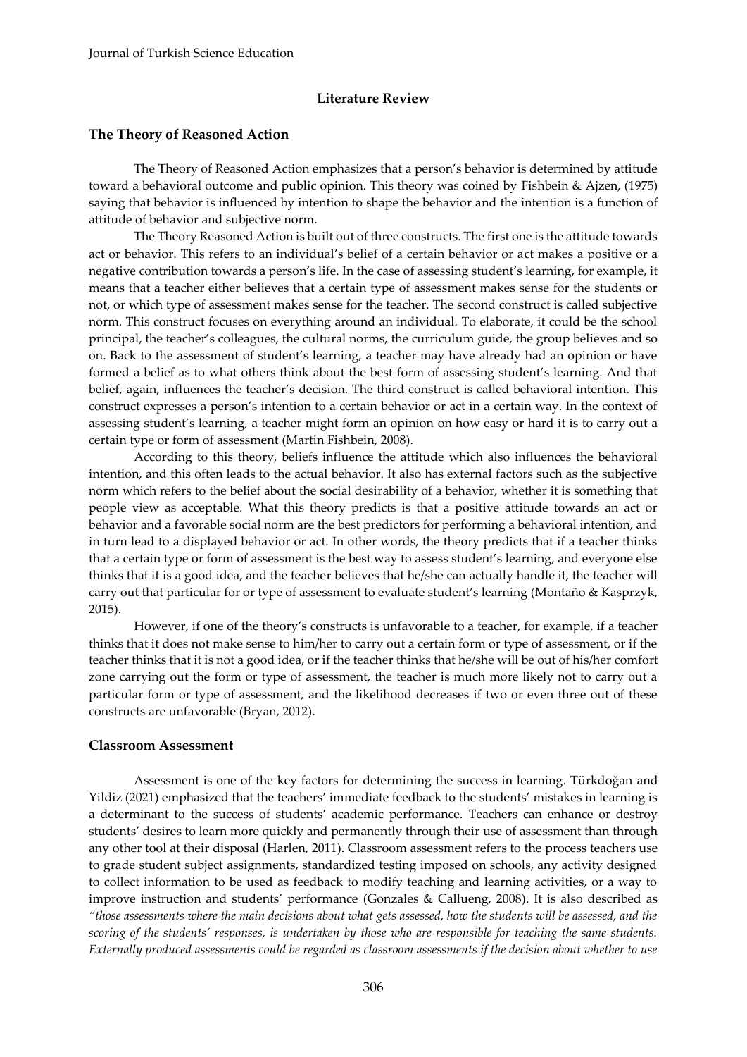## Literature Review

### The Theory of Reasoned Action

The Theory of Reasoned Action emphasizes that a person's behavior is determined by attitude toward a behavioral outcome and public opinion. This theory was coined by Fishbein & Ajzen, (1975) saying that behavior is influenced by intention to shape the behavior and the intention is a function of attitude of behavior and subjective norm.

The Theory Reasoned Action is built out of three constructs. The first one is the attitude towards act or behavior. This refers to an individual's belief of a certain behavior or act makes a positive or a negative contribution towards a person's life. In the case of assessing student's learning, for example, it means that a teacher either believes that a certain type of assessment makes sense for the students or not, or which type of assessment makes sense for the teacher. The second construct is called subjective norm. This construct focuses on everything around an individual. To elaborate, it could be the school principal, the teacher's colleagues, the cultural norms, the curriculum guide, the group believes and so on. Back to the assessment of student's learning, a teacher may have already had an opinion or have formed a belief as to what others think about the best form of assessing student's learning. And that belief, again, influences the teacher's decision. The third construct is called behavioral intention. This construct expresses a person's intention to a certain behavior or act in a certain way. In the context of assessing student's learning, a teacher might form an opinion on how easy or hard it is to carry out a certain type or form of assessment (Martin Fishbein, 2008).

According to this theory, beliefs influence the attitude which also influences the behavioral intention, and this often leads to the actual behavior. It also has external factors such as the subjective norm which refers to the belief about the social desirability of a behavior, whether it is something that people view as acceptable. What this theory predicts is that a positive attitude towards an act or behavior and a favorable social norm are the best predictors for performing a behavioral intention, and in turn lead to a displayed behavior or act. In other words, the theory predicts that if a teacher thinks that a certain type or form of assessment is the best way to assess student's learning, and everyone else thinks that it is a good idea, and the teacher believes that he/she can actually handle it, the teacher will carry out that particular for or type of assessment to evaluate student's learning (Montaño & Kasprzyk, 2015).

However, if one of the theory's constructs is unfavorable to a teacher, for example, if a teacher thinks that it does not make sense to him/her to carry out a certain form or type of assessment, or if the teacher thinks that it is not a good idea, or if the teacher thinks that he/she will be out of his/her comfort zone carrying out the form or type of assessment, the teacher is much more likely not to carry out a particular form or type of assessment, and the likelihood decreases if two or even three out of these constructs are unfavorable (Bryan, 2012).

### Classroom Assessment

Assessment is one of the key factors for determining the success in learning. Türkdoğan and Yildiz (2021) emphasized that the teachers' immediate feedback to the students' mistakes in learning is a determinant to the success of students' academic performance. Teachers can enhance or destroy students' desires to learn more quickly and permanently through their use of assessment than through any other tool at their disposal (Harlen, 2011). Classroom assessment refers to the process teachers use to grade student subject assignments, standardized testing imposed on schools, any activity designed to collect information to be used as feedback to modify teaching and learning activities, or a way to improve instruction and students' performance (Gonzales & Callueng, 2008). It is also described as *"those assessments where the main decisions about what gets assessed, how the students will be assessed, and the scoring of the students' responses, is undertaken by those who are responsible for teaching the same students. Externally produced assessments could be regarded as classroom assessments if the decision about whether to use*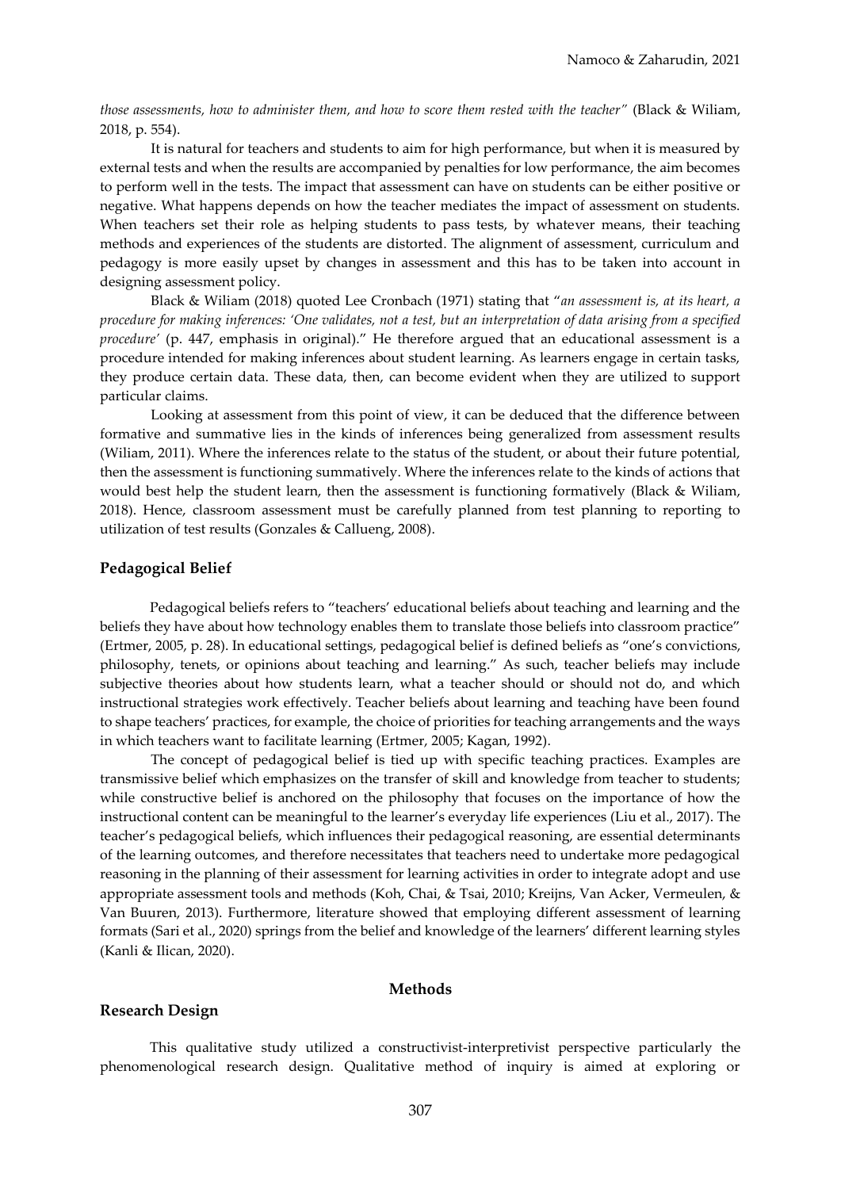*those assessments, how to administer them, and how to score them rested with the teacher"* (Black & Wiliam, 2018, p. 554).

It is natural for teachers and students to aim for high performance, but when it is measured by external tests and when the results are accompanied by penalties for low performance, the aim becomes to perform well in the tests. The impact that assessment can have on students can be either positive or negative. What happens depends on how the teacher mediates the impact of assessment on students. When teachers set their role as helping students to pass tests, by whatever means, their teaching methods and experiences of the students are distorted. The alignment of assessment, curriculum and pedagogy is more easily upset by changes in assessment and this has to be taken into account in designing assessment policy.

Black & Wiliam (2018) quoted Lee Cronbach (1971) stating that "*an assessment is, at its heart, a procedure for making inferences: 'One validates, not a test, but an interpretation of data arising from a specified procedure'* (p. 447, emphasis in original)." He therefore argued that an educational assessment is a procedure intended for making inferences about student learning. As learners engage in certain tasks, they produce certain data. These data, then, can become evident when they are utilized to support particular claims.

Looking at assessment from this point of view, it can be deduced that the difference between formative and summative lies in the kinds of inferences being generalized from assessment results (Wiliam, 2011). Where the inferences relate to the status of the student, or about their future potential, then the assessment is functioning summatively. Where the inferences relate to the kinds of actions that would best help the student learn, then the assessment is functioning formatively (Black & Wiliam, 2018). Hence, classroom assessment must be carefully planned from test planning to reporting to utilization of test results (Gonzales & Callueng, 2008).

### Pedagogical Belief

Pedagogical beliefs refers to "teachers' educational beliefs about teaching and learning and the beliefs they have about how technology enables them to translate those beliefs into classroom practice" (Ertmer, 2005, p. 28). In educational settings, pedagogical belief is defined beliefs as "one's convictions, philosophy, tenets, or opinions about teaching and learning." As such, teacher beliefs may include subjective theories about how students learn, what a teacher should or should not do, and which instructional strategies work effectively. Teacher beliefs about learning and teaching have been found to shape teachers' practices, for example, the choice of priorities for teaching arrangements and the ways in which teachers want to facilitate learning (Ertmer, 2005; Kagan, 1992).

The concept of pedagogical belief is tied up with specific teaching practices. Examples are transmissive belief which emphasizes on the transfer of skill and knowledge from teacher to students; while constructive belief is anchored on the philosophy that focuses on the importance of how the instructional content can be meaningful to the learner's everyday life experiences (Liu et al., 2017). The teacher's pedagogical beliefs, which influences their pedagogical reasoning, are essential determinants of the learning outcomes, and therefore necessitates that teachers need to undertake more pedagogical reasoning in the planning of their assessment for learning activities in order to integrate adopt and use appropriate assessment tools and methods (Koh, Chai, & Tsai, 2010; Kreijns, Van Acker, Vermeulen, & Van Buuren, 2013). Furthermore, literature showed that employing different assessment of learning formats (Sari et al., 2020) springs from the belief and knowledge of the learners' different learning styles (Kanli & Ilican, 2020).

## Methods

### Research Design

This qualitative study utilized a constructivist-interpretivist perspective particularly the phenomenological research design. Qualitative method of inquiry is aimed at exploring or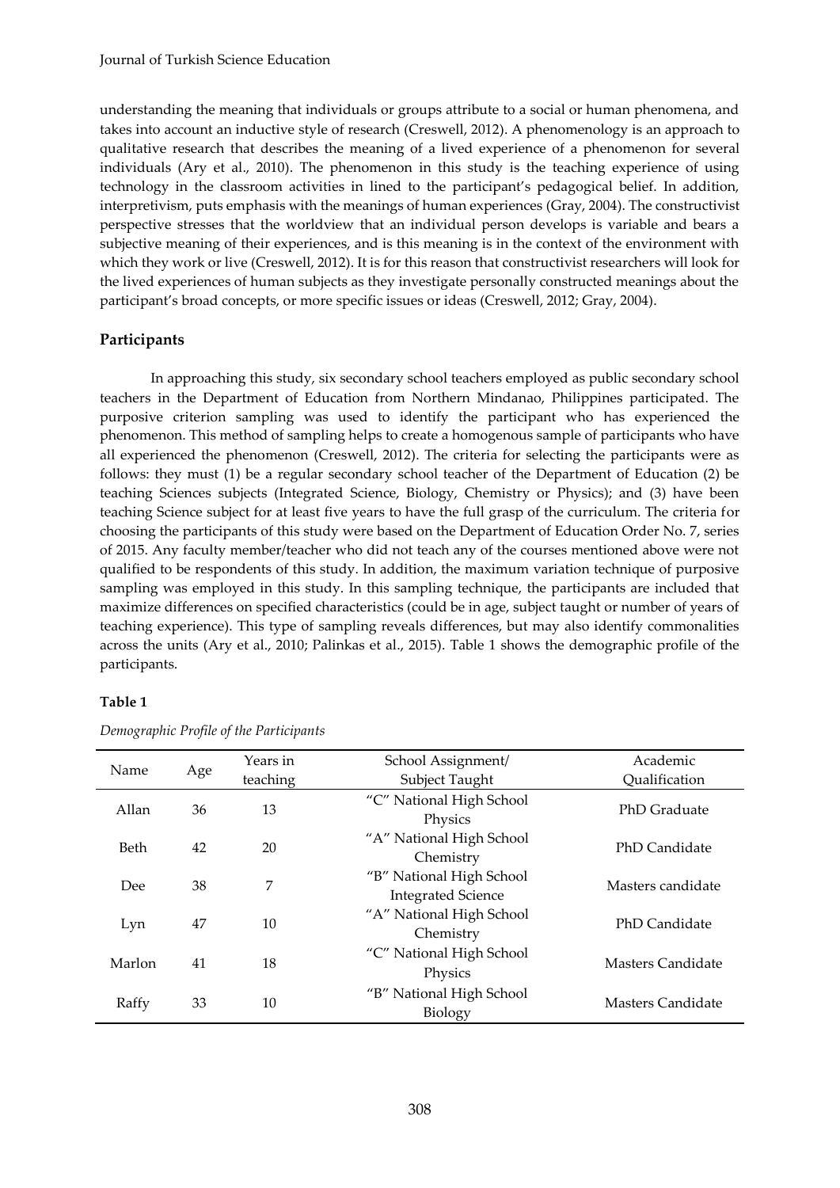understanding the meaning that individuals or groups attribute to a social or human phenomena, and takes into account an inductive style of research (Creswell, 2012). A phenomenology is an approach to qualitative research that describes the meaning of a lived experience of a phenomenon for several individuals (Ary et al., 2010). The phenomenon in this study is the teaching experience of using technology in the classroom activities in lined to the participant's pedagogical belief. In addition, interpretivism, puts emphasis with the meanings of human experiences (Gray, 2004). The constructivist perspective stresses that the worldview that an individual person develops is variable and bears a subjective meaning of their experiences, and is this meaning is in the context of the environment with which they work or live (Creswell, 2012). It is for this reason that constructivist researchers will look for the lived experiences of human subjects as they investigate personally constructed meanings about the participant's broad concepts, or more specific issues or ideas (Creswell, 2012; Gray, 2004).

## Participants

In approaching this study, six secondary school teachers employed as public secondary school teachers in the Department of Education from Northern Mindanao, Philippines participated. The purposive criterion sampling was used to identify the participant who has experienced the phenomenon. This method of sampling helps to create a homogenous sample of participants who have all experienced the phenomenon (Creswell, 2012). The criteria for selecting the participants were as follows: they must (1) be a regular secondary school teacher of the Department of Education (2) be teaching Sciences subjects (Integrated Science, Biology, Chemistry or Physics); and (3) have been teaching Science subject for at least five years to have the full grasp of the curriculum. The criteria for choosing the participants of this study were based on the Department of Education Order No. 7, series of 2015. Any faculty member/teacher who did not teach any of the courses mentioned above were not qualified to be respondents of this study. In addition, the maximum variation technique of purposive sampling was employed in this study. In this sampling technique, the participants are included that maximize differences on specified characteristics (could be in age, subject taught or number of years of teaching experience). This type of sampling reveals differences, but may also identify commonalities across the units (Ary et al., 2010; Palinkas et al., 2015). Table 1 shows the demographic profile of the participants.

**Table 1**

*Demographic Profile of the Participants*

| Name | Age | Years in teaching | School Assignment/ Subject Taught | Academic Qualification |
|---|---|---|---|---|
| Allan | 36 | 13 | "C" National High School Physics | PhD Graduate |
| Beth | 42 | 20 | "A" National High School Chemistry | PhD Candidate |
| Dee | 38 | 7 | "B" National High School Integrated Science | Masters candidate |
| Lyn | 47 | 10 | "A" National High School Chemistry | PhD Candidate |
| Marlon | 41 | 18 | "C" National High School Physics | Masters Candidate |
| Raffy | 33 | 10 | "B" National High School Biology | Masters Candidate |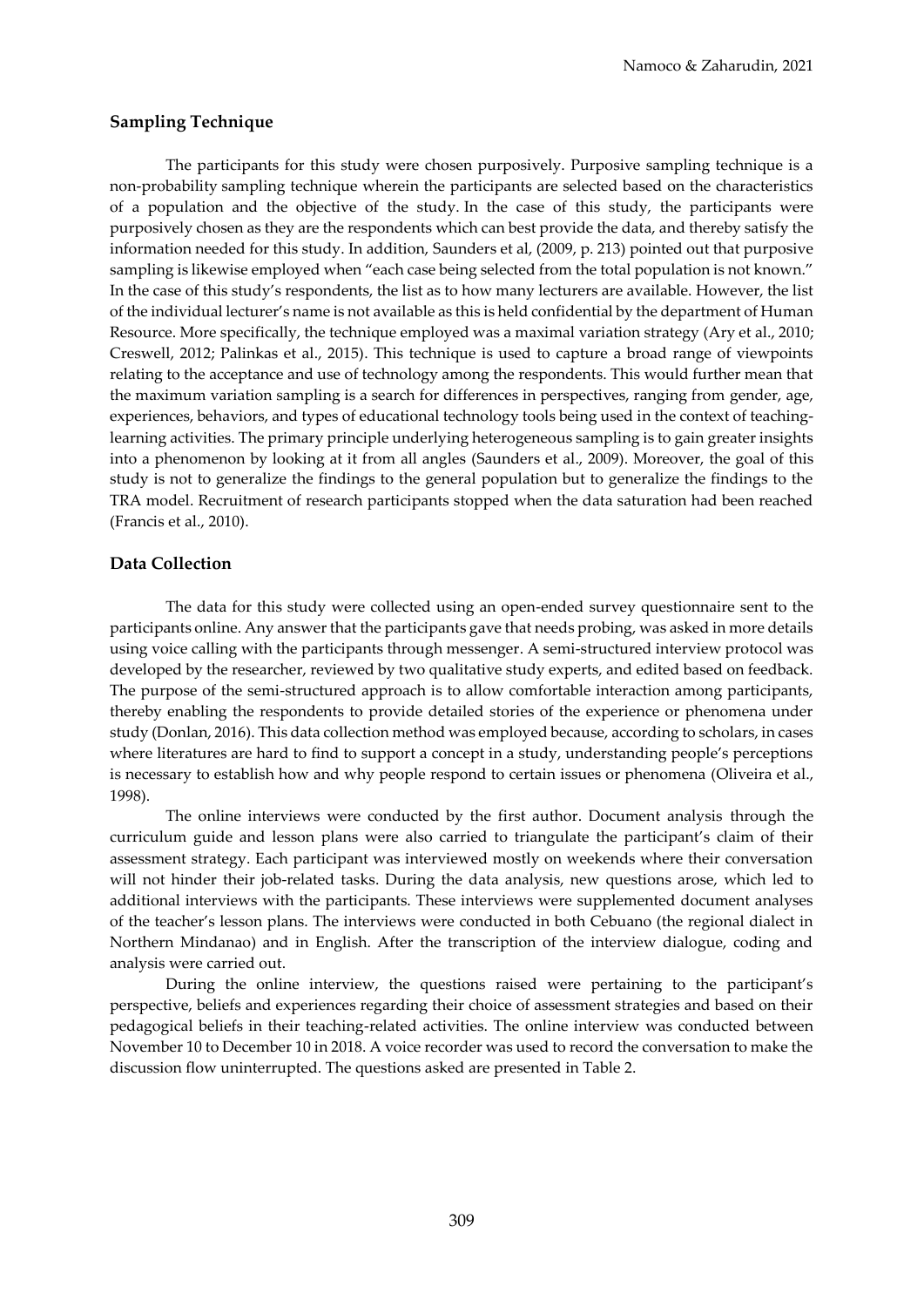## Sampling Technique

The participants for this study were chosen purposively. Purposive sampling technique is a non-probability sampling technique wherein the participants are selected based on the characteristics of a population and the objective of the study. In the case of this study, the participants were purposively chosen as they are the respondents which can best provide the data, and thereby satisfy the information needed for this study. In addition, Saunders et al, (2009, p. 213) pointed out that purposive sampling is likewise employed when "each case being selected from the total population is not known." In the case of this study's respondents, the list as to how many lecturers are available. However, the list of the individual lecturer's name is not available as this is held confidential by the department of Human Resource. More specifically, the technique employed was a maximal variation strategy (Ary et al., 2010; Creswell, 2012; Palinkas et al., 2015). This technique is used to capture a broad range of viewpoints relating to the acceptance and use of technology among the respondents. This would further mean that the maximum variation sampling is a search for differences in perspectives, ranging from gender, age, experiences, behaviors, and types of educational technology tools being used in the context of teaching-learning activities. The primary principle underlying heterogeneous sampling is to gain greater insights into a phenomenon by looking at it from all angles (Saunders et al., 2009). Moreover, the goal of this study is not to generalize the findings to the general population but to generalize the findings to the TRA model. Recruitment of research participants stopped when the data saturation had been reached (Francis et al., 2010).

## Data Collection

The data for this study were collected using an open-ended survey questionnaire sent to the participants online. Any answer that the participants gave that needs probing, was asked in more details using voice calling with the participants through messenger. A semi-structured interview protocol was developed by the researcher, reviewed by two qualitative study experts, and edited based on feedback. The purpose of the semi-structured approach is to allow comfortable interaction among participants, thereby enabling the respondents to provide detailed stories of the experience or phenomena under study (Donlan, 2016). This data collection method was employed because, according to scholars, in cases where literatures are hard to find to support a concept in a study, understanding people's perceptions is necessary to establish how and why people respond to certain issues or phenomena (Oliveira et al., 1998).

The online interviews were conducted by the first author. Document analysis through the curriculum guide and lesson plans were also carried to triangulate the participant's claim of their assessment strategy. Each participant was interviewed mostly on weekends where their conversation will not hinder their job-related tasks. During the data analysis, new questions arose, which led to additional interviews with the participants. These interviews were supplemented document analyses of the teacher's lesson plans. The interviews were conducted in both Cebuano (the regional dialect in Northern Mindanao) and in English. After the transcription of the interview dialogue, coding and analysis were carried out.

During the online interview, the questions raised were pertaining to the participant's perspective, beliefs and experiences regarding their choice of assessment strategies and based on their pedagogical beliefs in their teaching-related activities. The online interview was conducted between November 10 to December 10 in 2018. A voice recorder was used to record the conversation to make the discussion flow uninterrupted. The questions asked are presented in Table 2.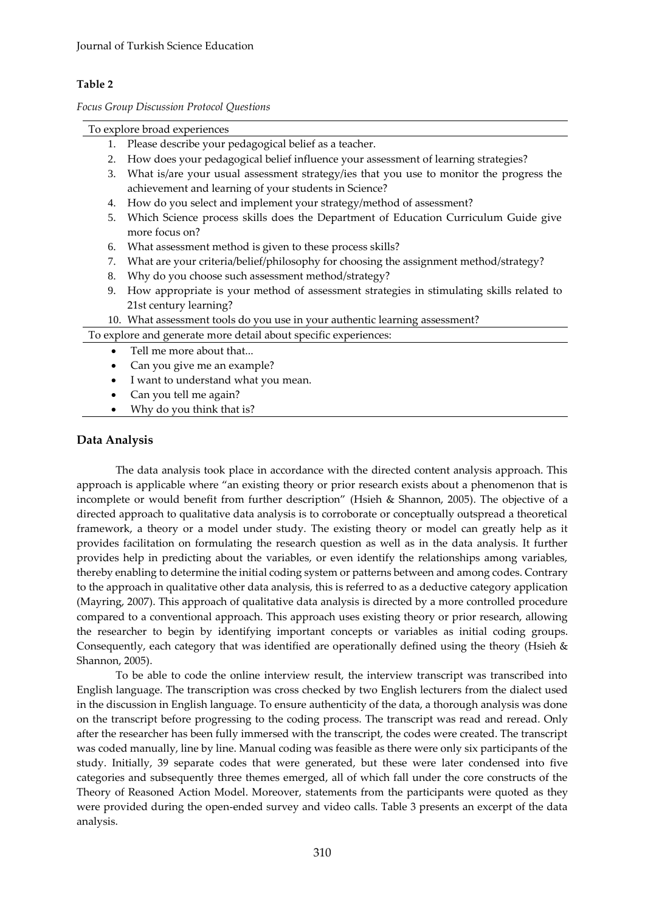**Table 2**

*Focus Group Discussion Protocol Questions*

| To explore broad experiences |
|---|
| 1. Please describe your pedagogical belief as a teacher. |
| 2. How does your pedagogical belief influence your assessment of learning strategies? |
| 3. What is/are your usual assessment strategy/ies that you use to monitor the progress the achievement and learning of your students in Science? |
| 4. How do you select and implement your strategy/method of assessment? |
| 5. Which Science process skills does the Department of Education Curriculum Guide give more focus on? |
| 6. What assessment method is given to these process skills? |
| 7. What are your criteria/belief/philosophy for choosing the assignment method/strategy? |
| 8. Why do you choose such assessment method/strategy? |
| 9. How appropriate is your method of assessment strategies in stimulating skills related to 21st century learning? |
| 10. What assessment tools do you use in your authentic learning assessment? |
| **To explore and generate more detail about specific experiences:** |
| • Tell me more about that... |
| • Can you give me an example? |
| • I want to understand what you mean. |
| • Can you tell me again? |
| • Why do you think that is? |

## Data Analysis

The data analysis took place in accordance with the directed content analysis approach. This approach is applicable where "an existing theory or prior research exists about a phenomenon that is incomplete or would benefit from further description" (Hsieh & Shannon, 2005). The objective of a directed approach to qualitative data analysis is to corroborate or conceptually outspread a theoretical framework, a theory or a model under study. The existing theory or model can greatly help as it provides facilitation on formulating the research question as well as in the data analysis. It further provides help in predicting about the variables, or even identify the relationships among variables, thereby enabling to determine the initial coding system or patterns between and among codes. Contrary to the approach in qualitative other data analysis, this is referred to as a deductive category application (Mayring, 2007). This approach of qualitative data analysis is directed by a more controlled procedure compared to a conventional approach. This approach uses existing theory or prior research, allowing the researcher to begin by identifying important concepts or variables as initial coding groups. Consequently, each category that was identified are operationally defined using the theory (Hsieh & Shannon, 2005).

To be able to code the online interview result, the interview transcript was transcribed into English language. The transcription was cross checked by two English lecturers from the dialect used in the discussion in English language. To ensure authenticity of the data, a thorough analysis was done on the transcript before progressing to the coding process. The transcript was read and reread. Only after the researcher has been fully immersed with the transcript, the codes were created. The transcript was coded manually, line by line. Manual coding was feasible as there were only six participants of the study. Initially, 39 separate codes that were generated, but these were later condensed into five categories and subsequently three themes emerged, all of which fall under the core constructs of the Theory of Reasoned Action Model. Moreover, statements from the participants were quoted as they were provided during the open-ended survey and video calls. Table 3 presents an excerpt of the data analysis.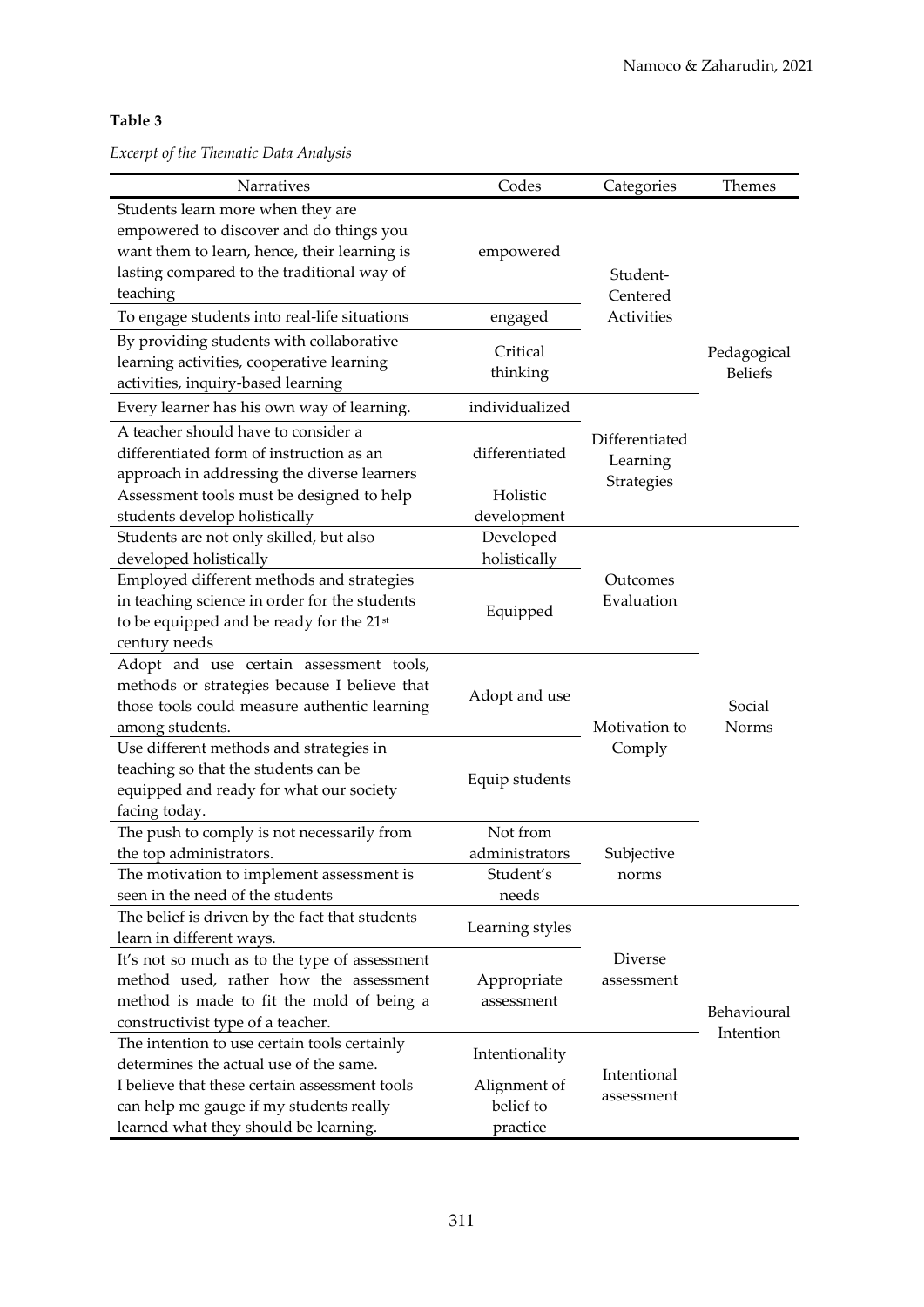**Table 3**

*Excerpt of the Thematic Data Analysis*

| Narratives | Codes | Categories | Themes |
|---|---|---|---|
| Students learn more when they are empowered to discover and do things you want them to learn, hence, their learning is lasting compared to the traditional way of teaching | empowered | Student-Centered Activities | Pedagogical Beliefs |
| To engage students into real-life situations | engaged | | |
| By providing students with collaborative learning activities, cooperative learning activities, inquiry-based learning | Critical thinking | | |
| Every learner has his own way of learning. | individualized | Differentiated Learning Strategies | |
| A teacher should have to consider a differentiated form of instruction as an approach in addressing the diverse learners | differentiated | | |
| Assessment tools must be designed to help students develop holistically | Holistic development | | |
| Students are not only skilled, but also developed holistically | Developed holistically | Outcomes Evaluation | Social Norms |
| Employed different methods and strategies in teaching science in order for the students to be equipped and be ready for the 21st century needs | Equipped | | |
| Adopt and use certain assessment tools, methods or strategies because I believe that those tools could measure authentic learning among students. | Adopt and use | Motivation to Comply | |
| Use different methods and strategies in teaching so that the students can be equipped and ready for what our society facing today. | Equip students | | |
| The push to comply is not necessarily from the top administrators. | Not from administrators | Subjective norms | |
| The motivation to implement assessment is seen in the need of the students | Student's needs | | |
| The belief is driven by the fact that students learn in different ways. | Learning styles | Diverse assessment | Behavioural Intention |
| It's not so much as to the type of assessment method used, rather how the assessment method is made to fit the mold of being a constructivist type of a teacher. | Appropriate assessment | | |
| The intention to use certain tools certainly determines the actual use of the same. | Intentionality | Intentional assessment | |
| I believe that these certain assessment tools can help me gauge if my students really learned what they should be learning. | Alignment of belief to practice | | |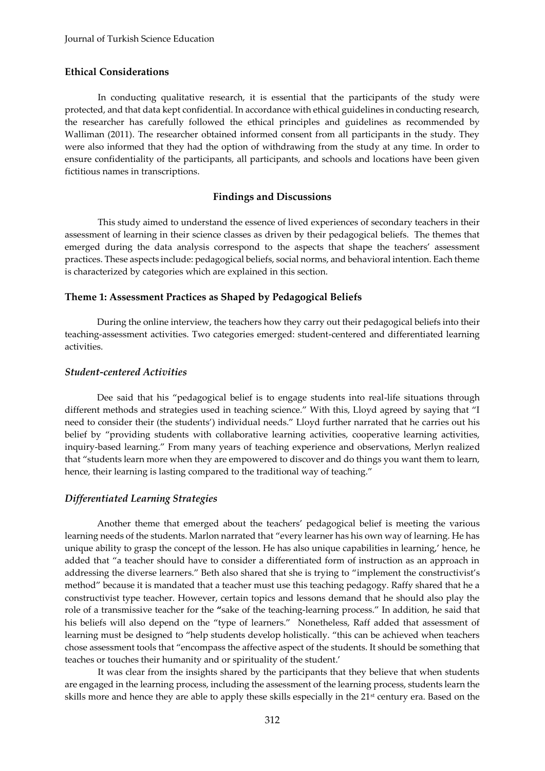### Ethical Considerations

In conducting qualitative research, it is essential that the participants of the study were protected, and that data kept confidential. In accordance with ethical guidelines in conducting research, the researcher has carefully followed the ethical principles and guidelines as recommended by Walliman (2011). The researcher obtained informed consent from all participants in the study. They were also informed that they had the option of withdrawing from the study at any time. In order to ensure confidentiality of the participants, all participants, and schools and locations have been given fictitious names in transcriptions.

## Findings and Discussions

This study aimed to understand the essence of lived experiences of secondary teachers in their assessment of learning in their science classes as driven by their pedagogical beliefs. The themes that emerged during the data analysis correspond to the aspects that shape the teachers' assessment practices. These aspects include: pedagogical beliefs, social norms, and behavioral intention. Each theme is characterized by categories which are explained in this section.

### Theme 1: Assessment Practices as Shaped by Pedagogical Beliefs

During the online interview, the teachers how they carry out their pedagogical beliefs into their teaching-assessment activities. Two categories emerged: student-centered and differentiated learning activities.

#### *Student-centered Activities*

Dee said that his "pedagogical belief is to engage students into real-life situations through different methods and strategies used in teaching science." With this, Lloyd agreed by saying that "I need to consider their (the students') individual needs." Lloyd further narrated that he carries out his belief by "providing students with collaborative learning activities, cooperative learning activities, inquiry-based learning." From many years of teaching experience and observations, Merlyn realized that "students learn more when they are empowered to discover and do things you want them to learn, hence, their learning is lasting compared to the traditional way of teaching."

#### *Differentiated Learning Strategies*

Another theme that emerged about the teachers' pedagogical belief is meeting the various learning needs of the students. Marlon narrated that "every learner has his own way of learning. He has unique ability to grasp the concept of the lesson. He has also unique capabilities in learning,' hence, he added that "a teacher should have to consider a differentiated form of instruction as an approach in addressing the diverse learners." Beth also shared that she is trying to "implement the constructivist's method" because it is mandated that a teacher must use this teaching pedagogy. Raffy shared that he a constructivist type teacher. However, certain topics and lessons demand that he should also play the role of a transmissive teacher for the "sake of the teaching-learning process." In addition, he said that his beliefs will also depend on the "type of learners." Nonetheless, Raff added that assessment of learning must be designed to "help students develop holistically. "this can be achieved when teachers chose assessment tools that "encompass the affective aspect of the students. It should be something that teaches or touches their humanity and or spirituality of the student.'

It was clear from the insights shared by the participants that they believe that when students are engaged in the learning process, including the assessment of the learning process, students learn the skills more and hence they are able to apply these skills especially in the 21st century era. Based on the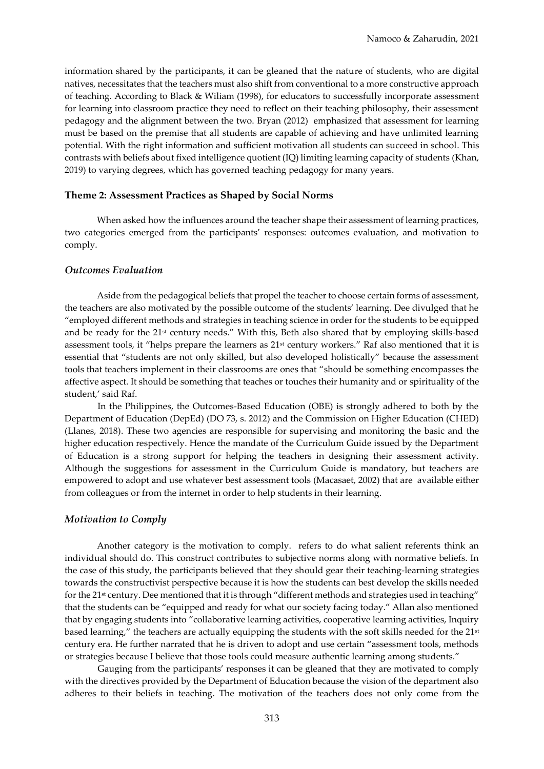information shared by the participants, it can be gleaned that the nature of students, who are digital natives, necessitates that the teachers must also shift from conventional to a more constructive approach of teaching. According to Black & Wiliam (1998), for educators to successfully incorporate assessment for learning into classroom practice they need to reflect on their teaching philosophy, their assessment pedagogy and the alignment between the two. Bryan (2012) emphasized that assessment for learning must be based on the premise that all students are capable of achieving and have unlimited learning potential. With the right information and sufficient motivation all students can succeed in school. This contrasts with beliefs about fixed intelligence quotient (IQ) limiting learning capacity of students (Khan, 2019) to varying degrees, which has governed teaching pedagogy for many years.

### Theme 2: Assessment Practices as Shaped by Social Norms

When asked how the influences around the teacher shape their assessment of learning practices, two categories emerged from the participants' responses: outcomes evaluation, and motivation to comply.

#### *Outcomes Evaluation*

Aside from the pedagogical beliefs that propel the teacher to choose certain forms of assessment, the teachers are also motivated by the possible outcome of the students' learning. Dee divulged that he "employed different methods and strategies in teaching science in order for the students to be equipped and be ready for the 21st century needs." With this, Beth also shared that by employing skills-based assessment tools, it "helps prepare the learners as 21st century workers." Raf also mentioned that it is essential that "students are not only skilled, but also developed holistically" because the assessment tools that teachers implement in their classrooms are ones that "should be something encompasses the affective aspect. It should be something that teaches or touches their humanity and or spirituality of the student,' said Raf.

In the Philippines, the Outcomes-Based Education (OBE) is strongly adhered to both by the Department of Education (DepEd) (DO 73, s. 2012) and the Commission on Higher Education (CHED) (Llanes, 2018). These two agencies are responsible for supervising and monitoring the basic and the higher education respectively. Hence the mandate of the Curriculum Guide issued by the Department of Education is a strong support for helping the teachers in designing their assessment activity. Although the suggestions for assessment in the Curriculum Guide is mandatory, but teachers are empowered to adopt and use whatever best assessment tools (Macasaet, 2002) that are available either from colleagues or from the internet in order to help students in their learning.

#### *Motivation to Comply*

Another category is the motivation to comply. refers to do what salient referents think an individual should do. This construct contributes to subjective norms along with normative beliefs. In the case of this study, the participants believed that they should gear their teaching-learning strategies towards the constructivist perspective because it is how the students can best develop the skills needed for the 21st century. Dee mentioned that it is through "different methods and strategies used in teaching" that the students can be "equipped and ready for what our society facing today." Allan also mentioned that by engaging students into "collaborative learning activities, cooperative learning activities, Inquiry based learning," the teachers are actually equipping the students with the soft skills needed for the 21st century era. He further narrated that he is driven to adopt and use certain "assessment tools, methods or strategies because I believe that those tools could measure authentic learning among students."

Gauging from the participants' responses it can be gleaned that they are motivated to comply with the directives provided by the Department of Education because the vision of the department also adheres to their beliefs in teaching. The motivation of the teachers does not only come from the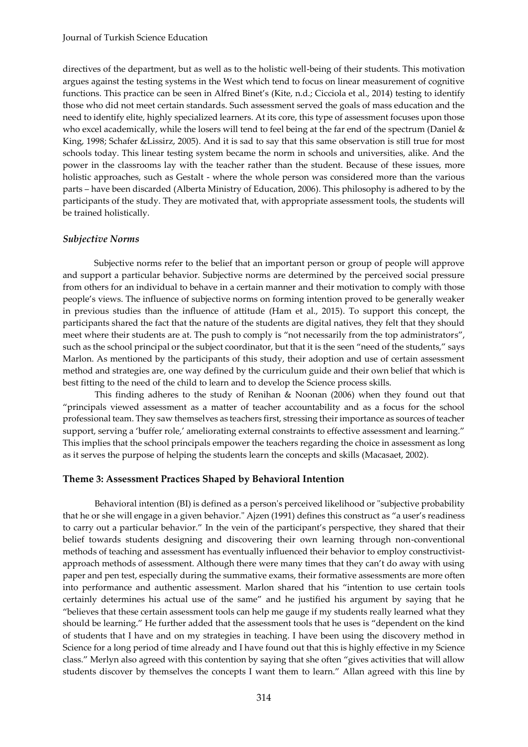directives of the department, but as well as to the holistic well-being of their students. This motivation argues against the testing systems in the West which tend to focus on linear measurement of cognitive functions. This practice can be seen in Alfred Binet's (Kite, n.d.; Cicciola et al., 2014) testing to identify those who did not meet certain standards. Such assessment served the goals of mass education and the need to identify elite, highly specialized learners. At its core, this type of assessment focuses upon those who excel academically, while the losers will tend to feel being at the far end of the spectrum (Daniel & King, 1998; Schafer &Lissirz, 2005). And it is sad to say that this same observation is still true for most schools today. This linear testing system became the norm in schools and universities, alike. And the power in the classrooms lay with the teacher rather than the student. Because of these issues, more holistic approaches, such as Gestalt - where the whole person was considered more than the various parts – have been discarded (Alberta Ministry of Education, 2006). This philosophy is adhered to by the participants of the study. They are motivated that, with appropriate assessment tools, the students will be trained holistically.

### *Subjective Norms*

Subjective norms refer to the belief that an important person or group of people will approve and support a particular behavior. Subjective norms are determined by the perceived social pressure from others for an individual to behave in a certain manner and their motivation to comply with those people's views. The influence of subjective norms on forming intention proved to be generally weaker in previous studies than the influence of attitude (Ham et al., 2015). To support this concept, the participants shared the fact that the nature of the students are digital natives, they felt that they should meet where their students are at. The push to comply is "not necessarily from the top administrators", such as the school principal or the subject coordinator, but that it is the seen "need of the students," says Marlon. As mentioned by the participants of this study, their adoption and use of certain assessment method and strategies are, one way defined by the curriculum guide and their own belief that which is best fitting to the need of the child to learn and to develop the Science process skills.

This finding adheres to the study of Renihan & Noonan (2006) when they found out that "principals viewed assessment as a matter of teacher accountability and as a focus for the school professional team. They saw themselves as teachers first, stressing their importance as sources of teacher support, serving a 'buffer role,' ameliorating external constraints to effective assessment and learning." This implies that the school principals empower the teachers regarding the choice in assessment as long as it serves the purpose of helping the students learn the concepts and skills (Macasaet, 2002).

## Theme 3: Assessment Practices Shaped by Behavioral Intention

Behavioral intention (BI) is defined as a person's perceived likelihood or "subjective probability that he or she will engage in a given behavior." Ajzen (1991) defines this construct as "a user's readiness to carry out a particular behavior." In the vein of the participant's perspective, they shared that their belief towards students designing and discovering their own learning through non-conventional methods of teaching and assessment has eventually influenced their behavior to employ constructivist-approach methods of assessment. Although there were many times that they can't do away with using paper and pen test, especially during the summative exams, their formative assessments are more often into performance and authentic assessment. Marlon shared that his "intention to use certain tools certainly determines his actual use of the same" and he justified his argument by saying that he "believes that these certain assessment tools can help me gauge if my students really learned what they should be learning." He further added that the assessment tools that he uses is "dependent on the kind of students that I have and on my strategies in teaching. I have been using the discovery method in Science for a long period of time already and I have found out that this is highly effective in my Science class." Merlyn also agreed with this contention by saying that she often "gives activities that will allow students discover by themselves the concepts I want them to learn." Allan agreed with this line by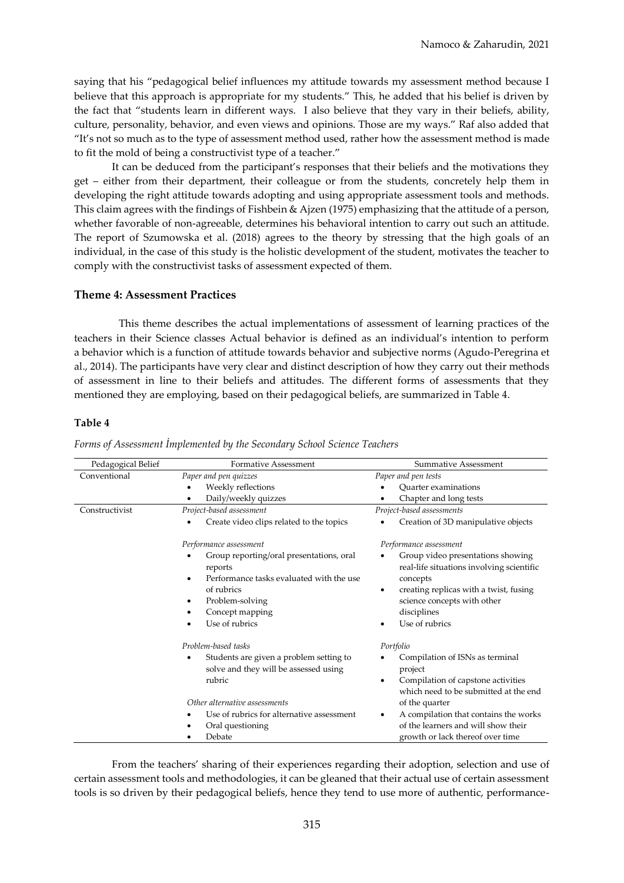saying that his "pedagogical belief influences my attitude towards my assessment method because I believe that this approach is appropriate for my students." This, he added that his belief is driven by the fact that "students learn in different ways. I also believe that they vary in their beliefs, ability, culture, personality, behavior, and even views and opinions. Those are my ways." Raf also added that "It's not so much as to the type of assessment method used, rather how the assessment method is made to fit the mold of being a constructivist type of a teacher."

It can be deduced from the participant's responses that their beliefs and the motivations they get – either from their department, their colleague or from the students, concretely help them in developing the right attitude towards adopting and using appropriate assessment tools and methods. This claim agrees with the findings of Fishbein & Ajzen (1975) emphasizing that the attitude of a person, whether favorable of non-agreeable, determines his behavioral intention to carry out such an attitude. The report of Szumowska et al. (2018) agrees to the theory by stressing that the high goals of an individual, in the case of this study is the holistic development of the student, motivates the teacher to comply with the constructivist tasks of assessment expected of them.

### Theme 4: Assessment Practices

This theme describes the actual implementations of assessment of learning practices of the teachers in their Science classes Actual behavior is defined as an individual's intention to perform a behavior which is a function of attitude towards behavior and subjective norms (Agudo-Peregrina et al., 2014). The participants have very clear and distinct description of how they carry out their methods of assessment in line to their beliefs and attitudes. The different forms of assessments that they mentioned they are employing, based on their pedagogical beliefs, are summarized in Table 4.

**Table 4**

*Forms of Assessment İmplemented by the Secondary School Science Teachers*

| Pedagogical Belief | Formative Assessment | Summative Assessment |
|---|---|---|
| Conventional | *Paper and pen quizzes*<br>• Weekly reflections<br>• Daily/weekly quizzes | *Paper and pen tests*<br>• Quarter examinations<br>• Chapter and long tests |
| Constructivist | *Project-based assessment*<br>• Create video clips related to the topics<br><br>*Performance assessment*<br>• Group reporting/oral presentations, oral reports<br>• Performance tasks evaluated with the use of rubrics<br>• Problem-solving<br>• Concept mapping<br>• Use of rubrics<br><br>*Problem-based tasks*<br>• Students are given a problem setting to solve and they will be assessed using rubric<br><br>*Other alternative assessments*<br>• Use of rubrics for alternative assessment<br>• Oral questioning<br>• Debate | *Project-based assessments*<br>• Creation of 3D manipulative objects<br><br>*Performance assessment*<br>• Group video presentations showing real-life situations involving scientific concepts<br>• creating replicas with a twist, fusing science concepts with other disciplines<br>• Use of rubrics<br><br>*Portfolio*<br>• Compilation of ISNs as terminal project<br>• Compilation of capstone activities which need to be submitted at the end of the quarter<br>• A compilation that contains the works of the learners and will show their growth or lack thereof over time |

From the teachers' sharing of their experiences regarding their adoption, selection and use of certain assessment tools and methodologies, it can be gleaned that their actual use of certain assessment tools is so driven by their pedagogical beliefs, hence they tend to use more of authentic, performance-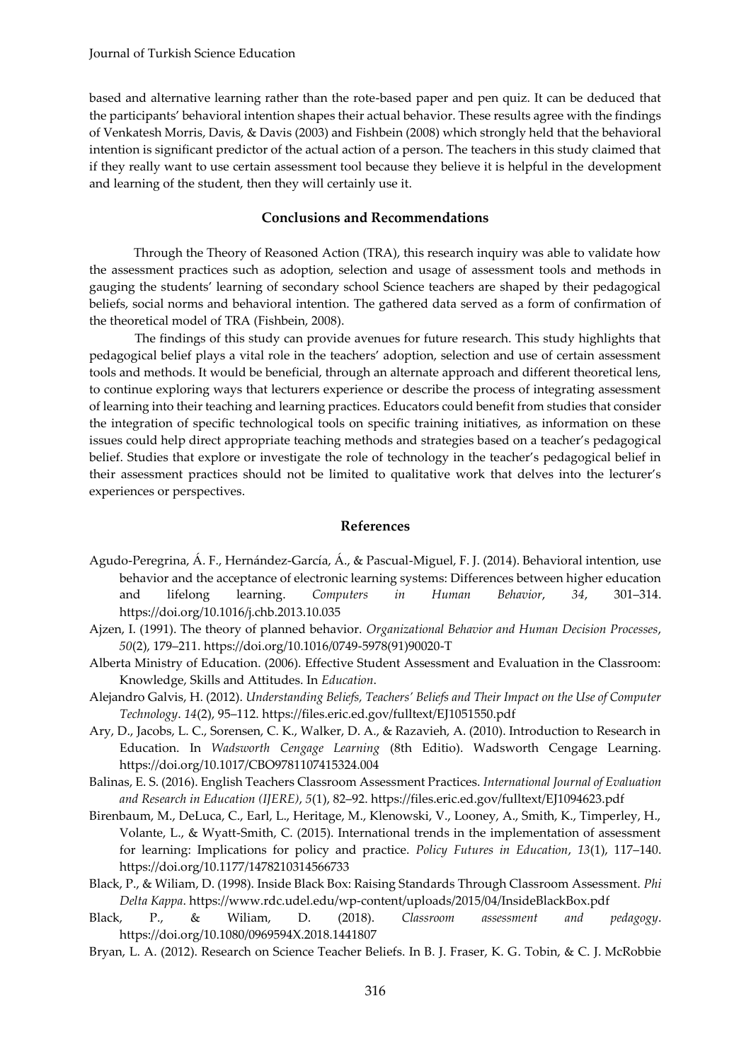based and alternative learning rather than the rote-based paper and pen quiz. It can be deduced that the participants' behavioral intention shapes their actual behavior. These results agree with the findings of Venkatesh Morris, Davis, & Davis (2003) and Fishbein (2008) which strongly held that the behavioral intention is significant predictor of the actual action of a person. The teachers in this study claimed that if they really want to use certain assessment tool because they believe it is helpful in the development and learning of the student, then they will certainly use it.

## Conclusions and Recommendations

Through the Theory of Reasoned Action (TRA), this research inquiry was able to validate how the assessment practices such as adoption, selection and usage of assessment tools and methods in gauging the students' learning of secondary school Science teachers are shaped by their pedagogical beliefs, social norms and behavioral intention. The gathered data served as a form of confirmation of the theoretical model of TRA (Fishbein, 2008).

The findings of this study can provide avenues for future research. This study highlights that pedagogical belief plays a vital role in the teachers' adoption, selection and use of certain assessment tools and methods. It would be beneficial, through an alternate approach and different theoretical lens, to continue exploring ways that lecturers experience or describe the process of integrating assessment of learning into their teaching and learning practices. Educators could benefit from studies that consider the integration of specific technological tools on specific training initiatives, as information on these issues could help direct appropriate teaching methods and strategies based on a teacher's pedagogical belief. Studies that explore or investigate the role of technology in the teacher's pedagogical belief in their assessment practices should not be limited to qualitative work that delves into the lecturer's experiences or perspectives.

## References

Agudo-Peregrina, Á. F., Hernández-García, Á., & Pascual-Miguel, F. J. (2014). Behavioral intention, use behavior and the acceptance of electronic learning systems: Differences between higher education and lifelong learning. *Computers in Human Behavior*, *34*, 301–314. https://doi.org/10.1016/j.chb.2013.10.035

Ajzen, I. (1991). The theory of planned behavior. *Organizational Behavior and Human Decision Processes*, *50*(2), 179–211. https://doi.org/10.1016/0749-5978(91)90020-T

Alberta Ministry of Education. (2006). Effective Student Assessment and Evaluation in the Classroom: Knowledge, Skills and Attitudes. In *Education*.

Alejandro Galvis, H. (2012). *Understanding Beliefs, Teachers' Beliefs and Their Impact on the Use of Computer Technology*. *14*(2), 95–112. https://files.eric.ed.gov/fulltext/EJ1051550.pdf

Ary, D., Jacobs, L. C., Sorensen, C. K., Walker, D. A., & Razavieh, A. (2010). Introduction to Research in Education. In *Wadsworth Cengage Learning* (8th Editio). Wadsworth Cengage Learning. https://doi.org/10.1017/CBO9781107415324.004

Balinas, E. S. (2016). English Teachers Classroom Assessment Practices. *International Journal of Evaluation and Research in Education (IJERE)*, *5*(1), 82–92. https://files.eric.ed.gov/fulltext/EJ1094623.pdf

Birenbaum, M., DeLuca, C., Earl, L., Heritage, M., Klenowski, V., Looney, A., Smith, K., Timperley, H., Volante, L., & Wyatt-Smith, C. (2015). International trends in the implementation of assessment for learning: Implications for policy and practice. *Policy Futures in Education*, *13*(1), 117–140. https://doi.org/10.1177/1478210314566733

Black, P., & Wiliam, D. (1998). Inside Black Box: Raising Standards Through Classroom Assessment. *Phi Delta Kappa*. https://www.rdc.udel.edu/wp-content/uploads/2015/04/InsideBlackBox.pdf

Black, P., & Wiliam, D. (2018). *Classroom assessment and pedagogy*. https://doi.org/10.1080/0969594X.2018.1441807

Bryan, L. A. (2012). Research on Science Teacher Beliefs. In B. J. Fraser, K. G. Tobin, & C. J. McRobbie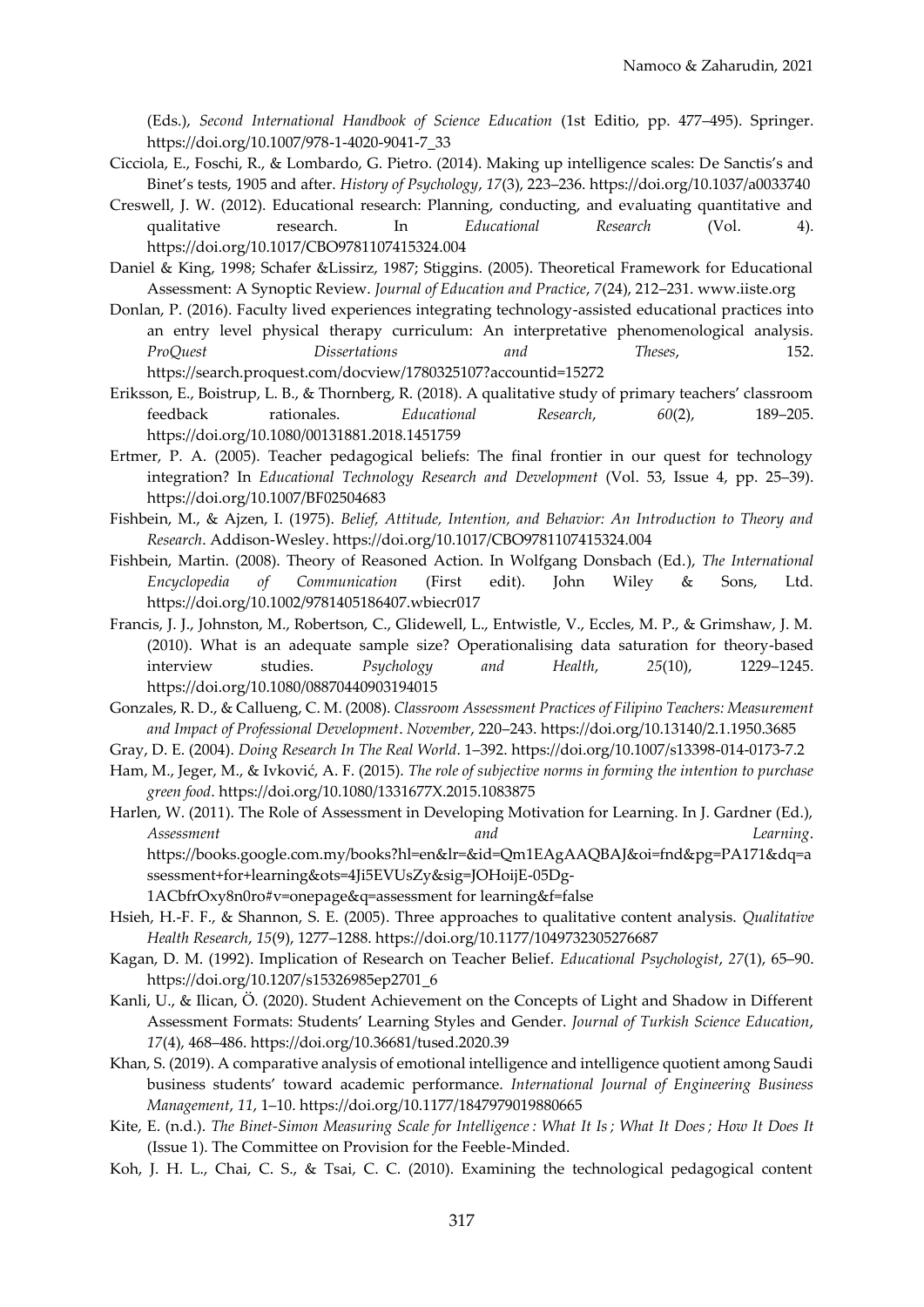(Eds.), *Second International Handbook of Science Education* (1st Editio, pp. 477–495). Springer. https://doi.org/10.1007/978-1-4020-9041-7_33

Cicciola, E., Foschi, R., & Lombardo, G. Pietro. (2014). Making up intelligence scales: De Sanctis's and Binet's tests, 1905 and after. *History of Psychology*, *17*(3), 223–236. https://doi.org/10.1037/a0033740

Creswell, J. W. (2012). Educational research: Planning, conducting, and evaluating quantitative and qualitative research. In *Educational Research* (Vol. 4). https://doi.org/10.1017/CBO9781107415324.004

Daniel & King, 1998; Schafer &Lissirz, 1987; Stiggins. (2005). Theoretical Framework for Educational Assessment: A Synoptic Review. *Journal of Education and Practice*, *7*(24), 212–231. www.iiste.org

Donlan, P. (2016). Faculty lived experiences integrating technology-assisted educational practices into an entry level physical therapy curriculum: An interpretative phenomenological analysis. *ProQuest Dissertations and Theses*, 152. https://search.proquest.com/docview/1780325107?accountid=15272

Eriksson, E., Boistrup, L. B., & Thornberg, R. (2018). A qualitative study of primary teachers' classroom feedback rationales. *Educational Research*, *60*(2), 189–205. https://doi.org/10.1080/00131881.2018.1451759

Ertmer, P. A. (2005). Teacher pedagogical beliefs: The final frontier in our quest for technology integration? In *Educational Technology Research and Development* (Vol. 53, Issue 4, pp. 25–39). https://doi.org/10.1007/BF02504683

Fishbein, M., & Ajzen, I. (1975). *Belief, Attitude, Intention, and Behavior: An Introduction to Theory and Research*. Addison-Wesley. https://doi.org/10.1017/CBO9781107415324.004

Fishbein, Martin. (2008). Theory of Reasoned Action. In Wolfgang Donsbach (Ed.), *The International Encyclopedia of Communication* (First edit). John Wiley & Sons, Ltd. https://doi.org/10.1002/9781405186407.wbiecr017

Francis, J. J., Johnston, M., Robertson, C., Glidewell, L., Entwistle, V., Eccles, M. P., & Grimshaw, J. M. (2010). What is an adequate sample size? Operationalising data saturation for theory-based interview studies. *Psychology and Health*, *25*(10), 1229–1245. https://doi.org/10.1080/08870440903194015

Gonzales, R. D., & Callueng, C. M. (2008). *Classroom Assessment Practices of Filipino Teachers: Measurement and Impact of Professional Development*. *November*, 220–243. https://doi.org/10.13140/2.1.1950.3685

Gray, D. E. (2004). *Doing Research In The Real World*. 1–392. https://doi.org/10.1007/s13398-014-0173-7.2

Ham, M., Jeger, M., & Ivković, A. F. (2015). *The role of subjective norms in forming the intention to purchase green food*. https://doi.org/10.1080/1331677X.2015.1083875

Harlen, W. (2011). The Role of Assessment in Developing Motivation for Learning. In J. Gardner (Ed.), *Assessment and Learning*. https://books.google.com.my/books?hl=en&lr=&id=Qm1EAgAAQBAJ&oi=fnd&pg=PA171&dq=assessment+for+learning&ots=4Ji5EVUsZy&sig=JOHoijE-05Dg-1ACbfrOxy8n0ro#v=onepage&q=assessment for learning&f=false

Hsieh, H.-F. F., & Shannon, S. E. (2005). Three approaches to qualitative content analysis. *Qualitative Health Research*, *15*(9), 1277–1288. https://doi.org/10.1177/1049732305276687

Kagan, D. M. (1992). Implication of Research on Teacher Belief. *Educational Psychologist*, *27*(1), 65–90. https://doi.org/10.1207/s15326985ep2701_6

Kanli, U., & Ilican, Ö. (2020). Student Achievement on the Concepts of Light and Shadow in Different Assessment Formats: Students' Learning Styles and Gender. *Journal of Turkish Science Education*, *17*(4), 468–486. https://doi.org/10.36681/tused.2020.39

Khan, S. (2019). A comparative analysis of emotional intelligence and intelligence quotient among Saudi business students' toward academic performance. *International Journal of Engineering Business Management*, *11*, 1–10. https://doi.org/10.1177/1847979019880665

Kite, E. (n.d.). *The Binet-Simon Measuring Scale for Intelligence : What It Is ; What It Does ; How It Does It* (Issue 1). The Committee on Provision for the Feeble-Minded.

Koh, J. H. L., Chai, C. S., & Tsai, C. C. (2010). Examining the technological pedagogical content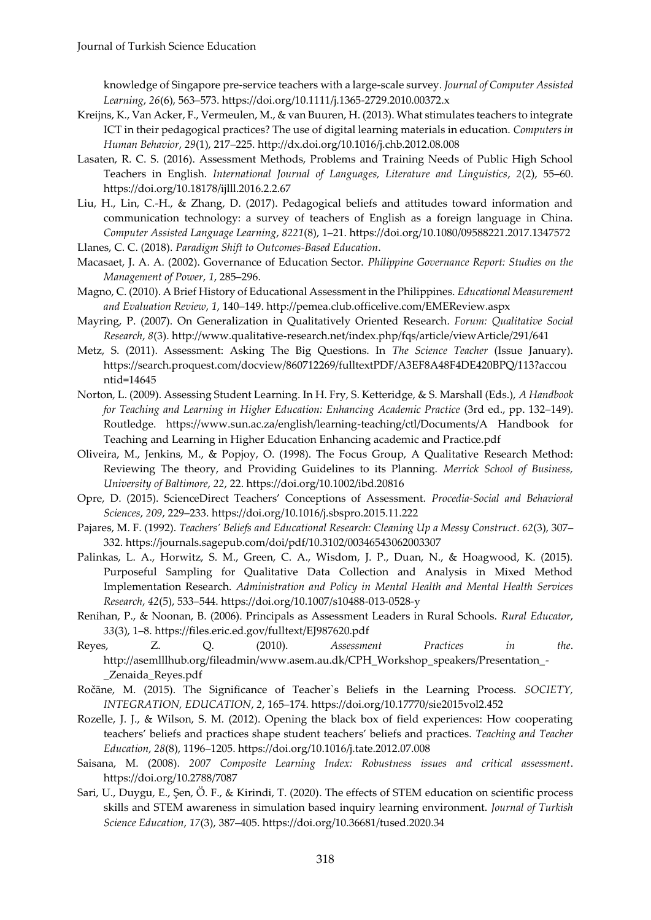knowledge of Singapore pre-service teachers with a large-scale survey. *Journal of Computer Assisted Learning*, *26*(6), 563–573. https://doi.org/10.1111/j.1365-2729.2010.00372.x

Kreijns, K., Van Acker, F., Vermeulen, M., & van Buuren, H. (2013). What stimulates teachers to integrate ICT in their pedagogical practices? The use of digital learning materials in education. *Computers in Human Behavior*, *29*(1), 217–225. http://dx.doi.org/10.1016/j.chb.2012.08.008

Lasaten, R. C. S. (2016). Assessment Methods, Problems and Training Needs of Public High School Teachers in English. *International Journal of Languages, Literature and Linguistics*, *2*(2), 55–60. https://doi.org/10.18178/ijlll.2016.2.2.67

Liu, H., Lin, C.-H., & Zhang, D. (2017). Pedagogical beliefs and attitudes toward information and communication technology: a survey of teachers of English as a foreign language in China. *Computer Assisted Language Learning*, *8221*(8), 1–21. https://doi.org/10.1080/09588221.2017.1347572

Llanes, C. C. (2018). *Paradigm Shift to Outcomes-Based Education*.

Macasaet, J. A. A. (2002). Governance of Education Sector. *Philippine Governance Report: Studies on the Management of Power*, *1*, 285–296.

Magno, C. (2010). A Brief History of Educational Assessment in the Philippines. *Educational Measurement and Evaluation Review*, *1*, 140–149. http://pemea.club.officelive.com/EMEReview.aspx

Mayring, P. (2007). On Generalization in Qualitatively Oriented Research. *Forum: Qualitative Social Research*, *8*(3). http://www.qualitative-research.net/index.php/fqs/article/viewArticle/291/641

Metz, S. (2011). Assessment: Asking The Big Questions. In *The Science Teacher* (Issue January). https://search.proquest.com/docview/860712269/fulltextPDF/A3EF8A48F4DE420BPQ/113?accountid=14645

Norton, L. (2009). Assessing Student Learning. In H. Fry, S. Ketteridge, & S. Marshall (Eds.), *A Handbook for Teaching and Learning in Higher Education: Enhancing Academic Practice* (3rd ed., pp. 132–149). Routledge. https://www.sun.ac.za/english/learning-teaching/ctl/Documents/A Handbook for Teaching and Learning in Higher Education Enhancing academic and Practice.pdf

Oliveira, M., Jenkins, M., & Popjoy, O. (1998). The Focus Group, A Qualitative Research Method: Reviewing The theory, and Providing Guidelines to its Planning. *Merrick School of Business, University of Baltimore*, *22*, 22. https://doi.org/10.1002/ibd.20816

Opre, D. (2015). ScienceDirect Teachers' Conceptions of Assessment. *Procedia-Social and Behavioral Sciences*, *209*, 229–233. https://doi.org/10.1016/j.sbspro.2015.11.222

Pajares, M. F. (1992). *Teachers' Beliefs and Educational Research: Cleaning Up a Messy Construct*. *62*(3), 307–332. https://journals.sagepub.com/doi/pdf/10.3102/00346543062003307

Palinkas, L. A., Horwitz, S. M., Green, C. A., Wisdom, J. P., Duan, N., & Hoagwood, K. (2015). Purposeful Sampling for Qualitative Data Collection and Analysis in Mixed Method Implementation Research. *Administration and Policy in Mental Health and Mental Health Services Research*, *42*(5), 533–544. https://doi.org/10.1007/s10488-013-0528-y

Renihan, P., & Noonan, B. (2006). Principals as Assessment Leaders in Rural Schools. *Rural Educator*, *33*(3), 1–8. https://files.eric.ed.gov/fulltext/EJ987620.pdf

Reyes, Z. Q. (2010). *Assessment Practices in the*. http://asemlllhub.org/fileadmin/www.asem.au.dk/CPH_Workshop_speakers/Presentation_-_Zenaida_Reyes.pdf

Ročāne, M. (2015). The Significance of Teacher`s Beliefs in the Learning Process. *SOCIETY, INTEGRATION, EDUCATION*, *2*, 165–174. https://doi.org/10.17770/sie2015vol2.452

Rozelle, J. J., & Wilson, S. M. (2012). Opening the black box of field experiences: How cooperating teachers' beliefs and practices shape student teachers' beliefs and practices. *Teaching and Teacher Education*, *28*(8), 1196–1205. https://doi.org/10.1016/j.tate.2012.07.008

Saisana, M. (2008). *2007 Composite Learning Index: Robustness issues and critical assessment*. https://doi.org/10.2788/7087

Sari, U., Duygu, E., Şen, Ö. F., & Kirindi, T. (2020). The effects of STEM education on scientific process skills and STEM awareness in simulation based inquiry learning environment. *Journal of Turkish Science Education*, *17*(3), 387–405. https://doi.org/10.36681/tused.2020.34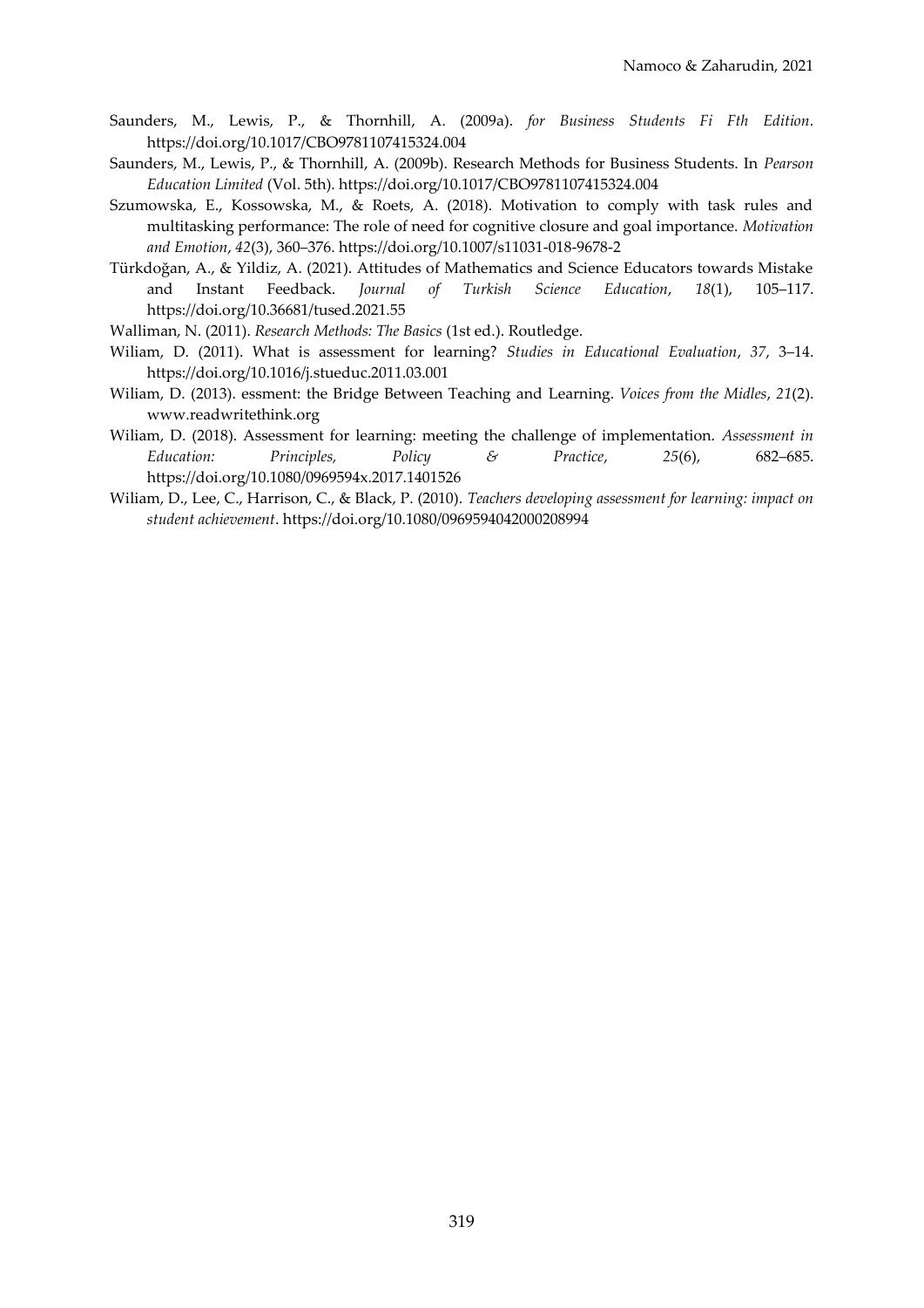Saunders, M., Lewis, P., & Thornhill, A. (2009a). *for Business Students Fi Fth Edition*. https://doi.org/10.1017/CBO9781107415324.004

Saunders, M., Lewis, P., & Thornhill, A. (2009b). Research Methods for Business Students. In *Pearson Education Limited* (Vol. 5th). https://doi.org/10.1017/CBO9781107415324.004

Szumowska, E., Kossowska, M., & Roets, A. (2018). Motivation to comply with task rules and multitasking performance: The role of need for cognitive closure and goal importance. *Motivation and Emotion*, *42*(3), 360–376. https://doi.org/10.1007/s11031-018-9678-2

Türkdoğan, A., & Yildiz, A. (2021). Attitudes of Mathematics and Science Educators towards Mistake and Instant Feedback. *Journal of Turkish Science Education*, *18*(1), 105–117. https://doi.org/10.36681/tused.2021.55

Walliman, N. (2011). *Research Methods: The Basics* (1st ed.). Routledge.

Wiliam, D. (2011). What is assessment for learning? *Studies in Educational Evaluation*, *37*, 3–14. https://doi.org/10.1016/j.stueduc.2011.03.001

Wiliam, D. (2013). essment: the Bridge Between Teaching and Learning. *Voices from the Midles*, *21*(2). www.readwritethink.org

Wiliam, D. (2018). Assessment for learning: meeting the challenge of implementation. *Assessment in Education: Principles, Policy & Practice*, *25*(6), 682–685. https://doi.org/10.1080/0969594x.2017.1401526

Wiliam, D., Lee, C., Harrison, C., & Black, P. (2010). *Teachers developing assessment for learning: impact on student achievement*. https://doi.org/10.1080/0969594042000208994